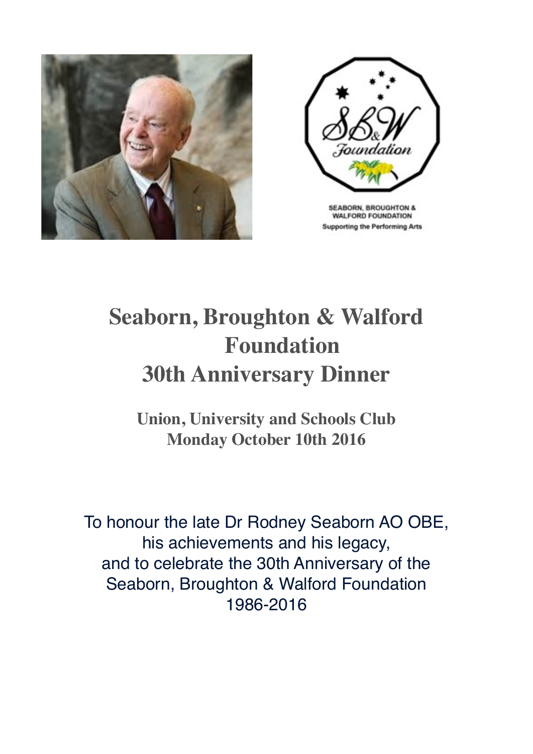SEABORN, BROUGHTON & WALFORD FOUNDATION
Supporting the Performing Arts

# Seaborn, Broughton & Walford Foundation 30th Anniversary Dinner

**Union, University and Schools Club**
**Monday October 10th 2016**

To honour the late Dr Rodney Seaborn AO OBE,
his achievements and his legacy,
and to celebrate the 30th Anniversary of the
Seaborn, Broughton & Walford Foundation
1986-2016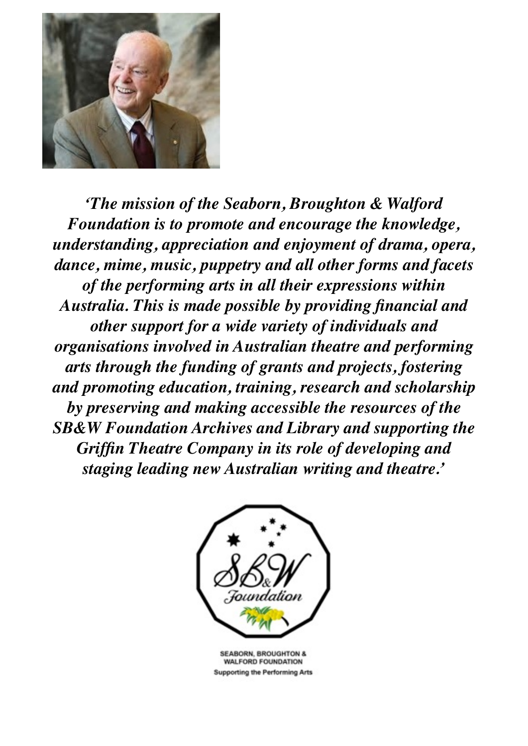*'The mission of the Seaborn, Broughton & Walford Foundation is to promote and encourage the knowledge, understanding, appreciation and enjoyment of drama, opera, dance, mime, music, puppetry and all other forms and facets of the performing arts in all their expressions within Australia. This is made possible by providing financial and other support for a wide variety of individuals and organisations involved in Australian theatre and performing arts through the funding of grants and projects, fostering and promoting education, training, research and scholarship by preserving and making accessible the resources of the SB&W Foundation Archives and Library and supporting the Griffin Theatre Company in its role of developing and staging leading new Australian writing and theatre.'*

SEABORN, BROUGHTON & WALFORD FOUNDATION
Supporting the Performing Arts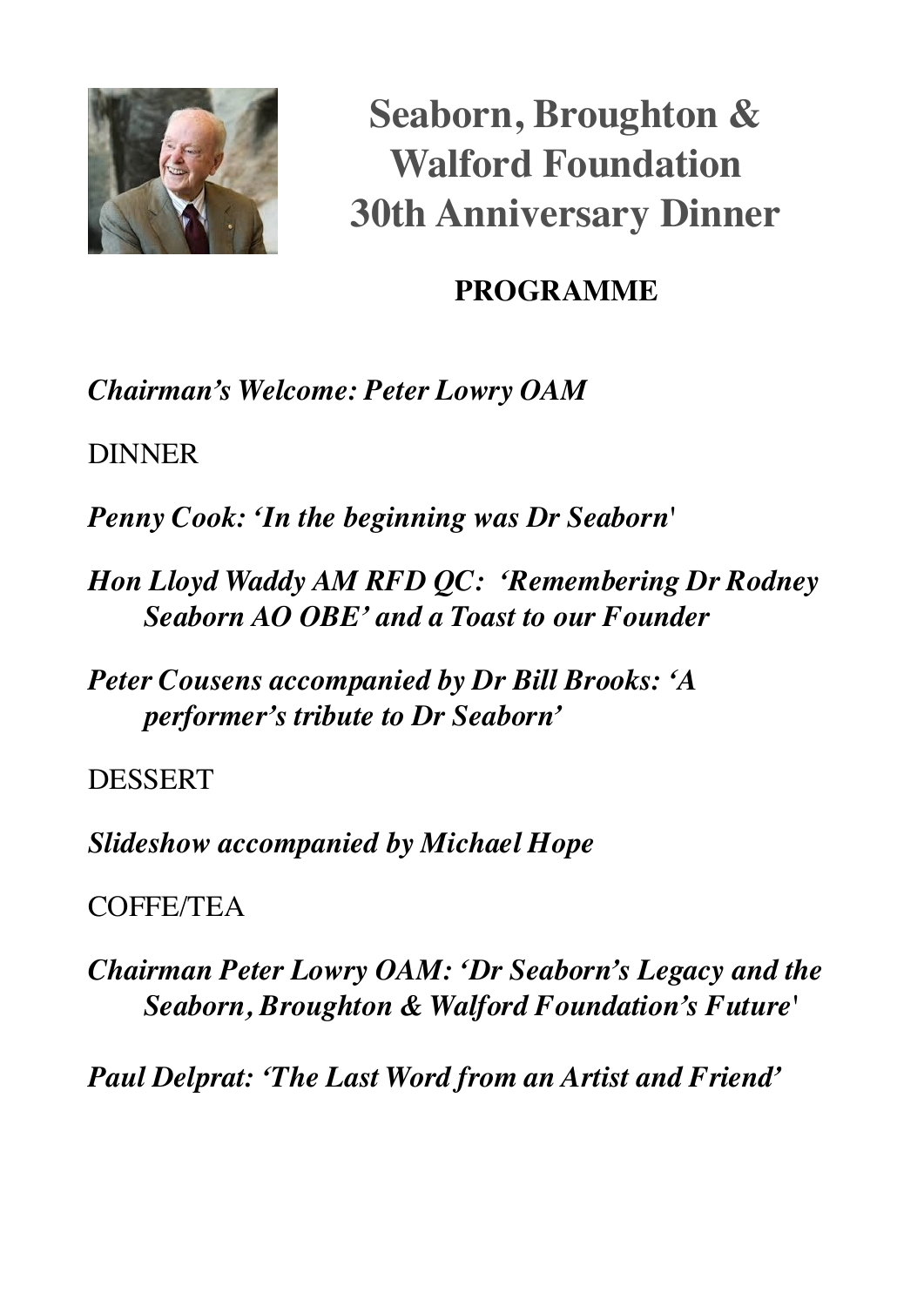# Seaborn, Broughton & Walford Foundation 30th Anniversary Dinner

**PROGRAMME**

***Chairman's Welcome: Peter Lowry OAM***

DINNER

***Penny Cook: 'In the beginning was Dr Seaborn'***

***Hon Lloyd Waddy AM RFD QC: 'Remembering Dr Rodney Seaborn AO OBE' and a Toast to our Founder***

***Peter Cousens accompanied by Dr Bill Brooks: 'A performer's tribute to Dr Seaborn'***

DESSERT

***Slideshow accompanied by Michael Hope***

COFFE/TEA

***Chairman Peter Lowry OAM: 'Dr Seaborn's Legacy and the Seaborn, Broughton & Walford Foundation's Future'***

***Paul Delprat: 'The Last Word from an Artist and Friend'***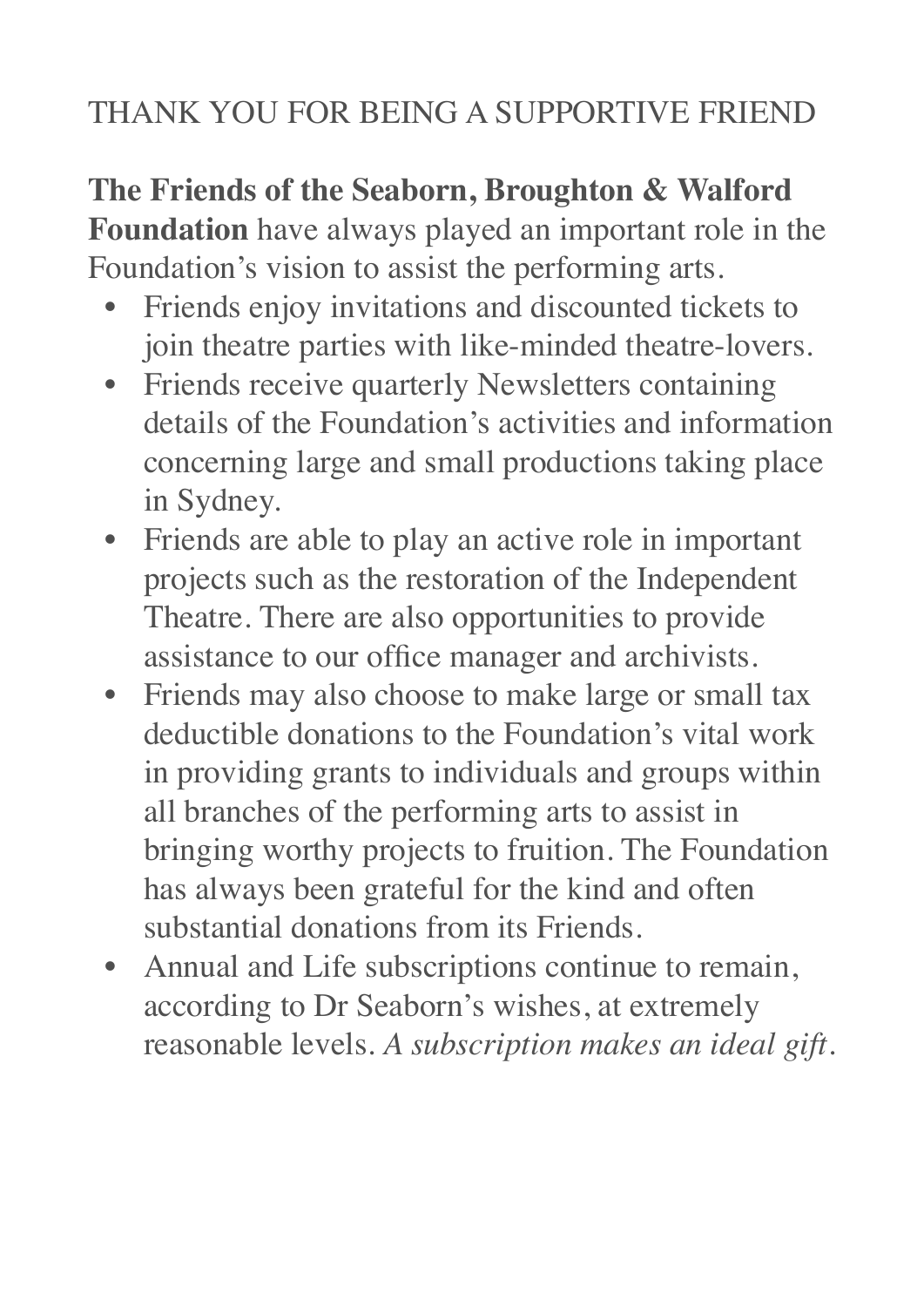# THANK YOU FOR BEING A SUPPORTIVE FRIEND

**The Friends of the Seaborn, Broughton & Walford Foundation** have always played an important role in the Foundation's vision to assist the performing arts.

- Friends enjoy invitations and discounted tickets to join theatre parties with like-minded theatre-lovers.
- Friends receive quarterly Newsletters containing details of the Foundation's activities and information concerning large and small productions taking place in Sydney.
- Friends are able to play an active role in important projects such as the restoration of the Independent Theatre. There are also opportunities to provide assistance to our office manager and archivists.
- Friends may also choose to make large or small tax deductible donations to the Foundation's vital work in providing grants to individuals and groups within all branches of the performing arts to assist in bringing worthy projects to fruition. The Foundation has always been grateful for the kind and often substantial donations from its Friends.
- Annual and Life subscriptions continue to remain, according to Dr Seaborn's wishes, at extremely reasonable levels. *A subscription makes an ideal gift.*